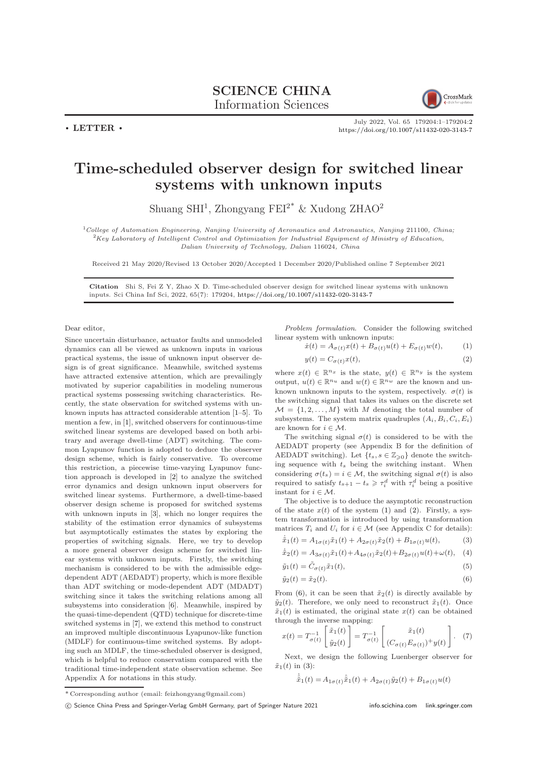**SCIENCE CHINA**
Information Sciences

• LETTER •

July 2022, Vol. 65 179204:1–179204:2
https://doi.org/10.1007/s11432-020-3143-7

# Time-scheduled observer design for switched linear systems with unknown inputs

Shuang SHI[1], Zhongyang FEI[2*] & Xudong ZHAO[2]

[1]*College of Automation Engineering, Nanjing University of Aeronautics and Astronautics, Nanjing* 211100*, China;*
[2]*Key Laboratory of Intelligent Control and Optimization for Industrial Equipment of Ministry of Education, Dalian University of Technology, Dalian* 116024*, China*

Received 21 May 2020/Revised 13 October 2020/Accepted 1 December 2020/Published online 7 September 2021

**Citation** Shi S, Fei Z Y, Zhao X D. Time-scheduled observer design for switched linear systems with unknown inputs. Sci China Inf Sci, 2022, 65(7): 179204, https://doi.org/10.1007/s11432-020-3143-7

Dear editor,

Since uncertain disturbance, actuator faults and unmodeled dynamics can all be viewed as unknown inputs in various practical systems, the issue of unknown input observer design is of great significance. Meanwhile, switched systems have attracted extensive attention, which are prevailingly motivated by superior capabilities in modeling numerous practical systems possessing switching characteristics. Recently, the state observation for switched systems with unknown inputs has attracted considerable attention [1–5]. To mention a few, in [1], switched observers for continuous-time switched linear systems are developed based on both arbitrary and average dwell-time (ADT) switching. The common Lyapunov function is adopted to deduce the observer design scheme, which is fairly conservative. To overcome this restriction, a piecewise time-varying Lyapunov function approach is developed in [2] to analyze the switched error dynamics and design unknown input observers for switched linear systems. Furthermore, a dwell-time-based observer design scheme is proposed for switched systems with unknown inputs in [3], which no longer requires the stability of the estimation error dynamics of subsystems but asymptotically estimates the states by exploring the properties of switching signals. Here, we try to develop a more general observer design scheme for switched linear systems with unknown inputs. Firstly, the switching mechanism is considered to be with the admissible edge-dependent ADT (AEDADT) property, which is more flexible than ADT switching or mode-dependent ADT (MDADT) switching since it takes the switching relations among all subsystems into consideration [6]. Meanwhile, inspired by the quasi-time-dependent (QTD) technique for discrete-time switched systems in [7], we extend this method to construct an improved multiple discontinuous Lyapunov-like function (MDLF) for continuous-time switched systems. By adopting such an MDLF, the time-scheduled observer is designed, which is helpful to reduce conservatism compared with the traditional time-independent state observation scheme. See Appendix A for notations in this study.

*Problem formulation.* Consider the following switched linear system with unknown inputs:

$$\dot{x}(t) = A_{\sigma(t)}x(t) + B_{\sigma(t)}u(t) + E_{\sigma(t)}w(t), \tag{1}$$

$$y(t) = C_{\sigma(t)}x(t), \tag{2}$$

where $x(t) \in \mathbb{R}^{n_x}$ is the state, $y(t) \in \mathbb{R}^{n_y}$ is the system output, $u(t) \in \mathbb{R}^{n_u}$ and $w(t) \in \mathbb{R}^{n_w}$ are the known and unknown unknown inputs to the system, respectively. $\sigma(t)$ is the switching signal that takes its values on the discrete set $\mathcal{M} = \{1, 2, \ldots, M\}$ with $M$ denoting the total number of subsystems. The system matrix quadruples $(A_i, B_i, C_i, E_i)$ are known for $i \in \mathcal{M}$.

The switching signal $\sigma(t)$ is considered to be with the AEDADT property (see Appendix B for the definition of AEDADT switching). Let $\{t_s, s \in \mathbb{Z}_{\geqslant 0}\}$ denote the switching sequence with $t_s$ being the switching instant. When considering $\sigma(t_s) = i \in \mathcal{M}$, the switching signal $\sigma(t)$ is also required to satisfy $t_{s+1} - t_s \geqslant \tau_i^d$ with $\tau_i^d$ being a positive instant for $i \in \mathcal{M}$.

The objective is to deduce the asymptotic reconstruction of the state $x(t)$ of the system (1) and (2). Firstly, a system transformation is introduced by using transformation matrices $T_i$ and $U_i$ for $i \in \mathcal{M}$ (see Appendix C for details):

$$\dot{\tilde{x}}_1(t) = A_{1\sigma(t)}\tilde{x}_1(t) + A_{2\sigma(t)}\tilde{x}_2(t) + B_{1\sigma(t)}u(t), \tag{3}$$

$$\dot{\tilde{x}}_2(t) = A_{3\sigma(t)}\tilde{x}_1(t) + A_{4\sigma(t)}\tilde{x}_2(t) + B_{2\sigma(t)}u(t) + \omega(t), \tag{4}$$

$$\tilde{y}_1(t) = \tilde{C}_{\sigma(t)}\tilde{x}_1(t), \tag{5}$$

$$\tilde{y}_2(t) = \tilde{x}_2(t). \tag{6}$$

From (6), it can be seen that $\tilde{x}_2(t)$ is directly available by $\tilde{y}_2(t)$. Therefore, we only need to reconstruct $\tilde{x}_1(t)$. Once $\tilde{x}_1(t)$ is estimated, the original state $x(t)$ can be obtained through the inverse mapping:

$$x(t) = T_{\sigma(t)}^{-1}\begin{bmatrix}\tilde{x}_1(t)\\ \tilde{y}_2(t)\end{bmatrix} = T_{\sigma(t)}^{-1}\begin{bmatrix}\tilde{x}_1(t)\\ (C_{\sigma(t)}E_{\sigma(t)})^{+}y(t)\end{bmatrix}. \tag{7}$$

Next, we design the following Luenberger observer for $\tilde{x}_1(t)$ in (3):

$$\dot{\hat{\tilde{x}}}_1(t) = A_{1\sigma(t)}\hat{\tilde{x}}_1(t) + A_{2\sigma(t)}\tilde{y}_2(t) + B_{1\sigma(t)}u(t)$$

---

\* Corresponding author (email: feizhongyang@gmail.com)

© Science China Press and Springer-Verlag GmbH Germany, part of Springer Nature 2021 info.scichina.com link.springer.com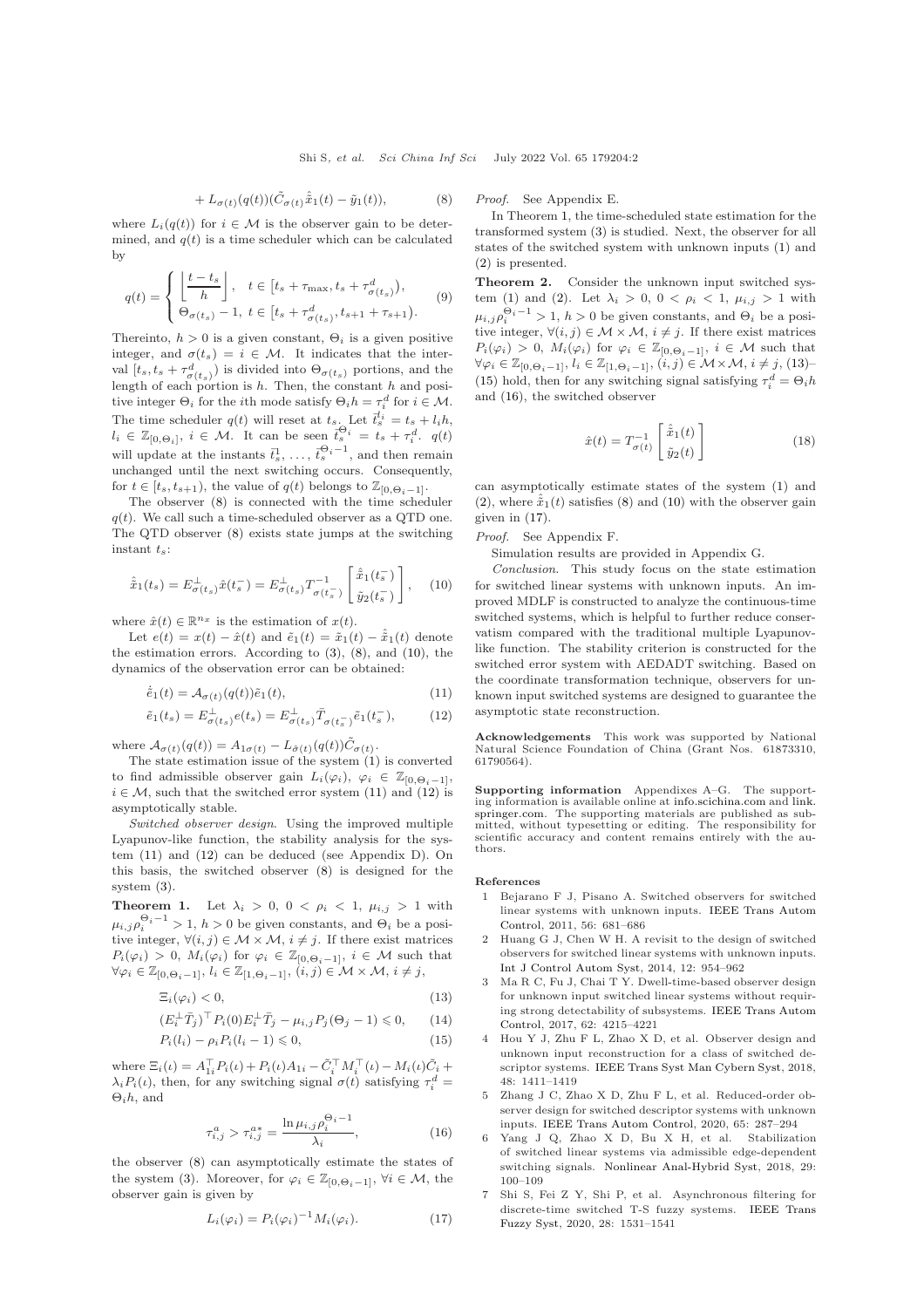$$+ L_{\sigma(t)}(q(t))(\tilde{C}_{\sigma(t)}\hat{\tilde{x}}_1(t) - \tilde{y}_1(t)), \tag{8}$$

where $L_i(q(t))$ for $i \in \mathcal{M}$ is the observer gain to be determined, and $q(t)$ is a time scheduler which can be calculated by

$$q(t) = \begin{cases} \left\lfloor \dfrac{t - t_s}{h} \right\rfloor, & t \in \left[t_s + \tau_{\max}, t_s + \tau^d_{\sigma(t_s)}\right), \\ \Theta_{\sigma(t_s)} - 1, & t \in \left[t_s + \tau^d_{\sigma(t_s)}, t_{s+1} + \tau_{s+1}\right). \end{cases} \tag{9}$$

Thereinto, $h > 0$ is a given constant, $\Theta_i$ is a given positive integer, and $\sigma(t_s) = i \in \mathcal{M}$. It indicates that the interval $[t_s, t_s + \tau^d_{\sigma(t_s)})$ is divided into $\Theta_{\sigma(t_s)}$ portions, and the length of each portion is $h$. Then, the constant $h$ and positive integer $\Theta_i$ for the $i$th mode satisfy $\Theta_i h = \tau^d_i$ for $i \in \mathcal{M}$. The time scheduler $q(t)$ will reset at $t_s$. Let $\bar{t}^{l_i}_s = t_s + l_i h$, $l_i \in \mathbb{Z}_{[0,\Theta_i]}$, $i \in \mathcal{M}$. It can be seen $\bar{t}^{\Theta_i}_s = t_s + \tau^d_i$. $q(t)$ will update at the instants $\bar{t}^1_s, \ldots, \bar{t}^{\Theta_i - 1}_s$, and then remain unchanged until the next switching occurs. Consequently, for $t \in [t_s, t_{s+1})$, the value of $q(t)$ belongs to $\mathbb{Z}_{[0,\Theta_i - 1]}$.

The observer (8) is connected with the time scheduler $q(t)$. We call such a time-scheduled observer as a QTD one. The QTD observer (8) exists state jumps at the switching instant $t_s$:

$$\hat{\tilde{x}}_1(t_s) = E^{\perp}_{\sigma(t_s)}\hat{x}(t^-_s) = E^{\perp}_{\sigma(t_s)}T^{-1}_{\sigma(t^-_s)}\begin{bmatrix} \hat{\tilde{x}}_1(t^-_s) \\ \tilde{y}_2(t^-_s) \end{bmatrix}, \tag{10}$$

where $\hat{x}(t) \in \mathbb{R}^{n_x}$ is the estimation of $x(t)$.

Let $e(t) = x(t) - \hat{x}(t)$ and $\tilde{e}_1(t) = \tilde{x}_1(t) - \hat{\tilde{x}}_1(t)$ denote the estimation errors. According to (3), (8), and (10), the dynamics of the observation error can be obtained:

$$\dot{\tilde{e}}_1(t) = \mathcal{A}_{\sigma(t)}(q(t))\tilde{e}_1(t), \tag{11}$$

$$\tilde{e}_1(t_s) = E^{\perp}_{\sigma(t_s)}e(t_s) = E^{\perp}_{\sigma(t_s)}\bar{T}_{\sigma(t^-_s)}\tilde{e}_1(t^-_s), \tag{12}$$

where $\mathcal{A}_{\sigma(t)}(q(t)) = A_{1\sigma(t)} - L_{\hat{\sigma}(t)}(q(t))\tilde{C}_{\sigma(t)}$.

The state estimation issue of the system (1) is converted to find admissible observer gain $L_i(\varphi_i)$, $\varphi_i \in \mathbb{Z}_{[0,\Theta_i - 1]}$, $i \in \mathcal{M}$, such that the switched error system (11) and (12) is asymptotically stable.

*Switched observer design.* Using the improved multiple Lyapunov-like function, the stability analysis for the system (11) and (12) can be deduced (see Appendix D). On this basis, the switched observer (8) is designed for the system (3).

**Theorem 1.** Let $\lambda_i > 0$, $0 < \rho_i < 1$, $\mu_{i,j} > 1$ with $\mu_{i,j}\rho_i^{\Theta_i - 1} > 1$, $h > 0$ be given constants, and $\Theta_i$ be a positive integer, $\forall (i,j) \in \mathcal{M} \times \mathcal{M}$, $i \neq j$. If there exist matrices $P_i(\varphi_i) > 0$, $M_i(\varphi_i)$ for $\varphi_i \in \mathbb{Z}_{[0,\Theta_i - 1]}$, $i \in \mathcal{M}$ such that $\forall \varphi_i \in \mathbb{Z}_{[0,\Theta_i - 1]}$, $l_i \in \mathbb{Z}_{[1,\Theta_i - 1]}$, $(i,j) \in \mathcal{M} \times \mathcal{M}$, $i \neq j$,

$$\Xi_i(\varphi_i) < 0, \tag{13}$$

$$(E^{\perp}_i\bar{T}_j)^{\top}P_i(0)E^{\perp}_i\bar{T}_j - \mu_{i,j}P_j(\Theta_j - 1) \leqslant 0, \tag{14}$$

$$P_i(l_i) - \rho_i P_i(l_i - 1) \leqslant 0, \tag{15}$$

where $\Xi_i(\iota) = A^{\top}_{1i}P_i(\iota) + P_i(\iota)A_{1i} - \tilde{C}^{\top}_i M^{\top}_i(\iota) - M_i(\iota)\tilde{C}_i + \lambda_i P_i(\iota)$, then, for any switching signal $\sigma(t)$ satisfying $\tau^d_i = \Theta_i h$, and

$$\tau^a_{i,j} > \tau^{a*}_{i,j} = \frac{\ln \mu_{i,j}\rho_i^{\Theta_i - 1}}{\lambda_i}, \tag{16}$$

the observer (8) can asymptotically estimate the states of the system (3). Moreover, for $\varphi_i \in \mathbb{Z}_{[0,\Theta_i - 1]}$, $\forall i \in \mathcal{M}$, the observer gain is given by

$$L_i(\varphi_i) = P_i(\varphi_i)^{-1}M_i(\varphi_i). \tag{17}$$

*Proof.* See Appendix E.

In Theorem 1, the time-scheduled state estimation for the transformed system (3) is studied. Next, the observer for all states of the switched system with unknown inputs (1) and (2) is presented.

**Theorem 2.** Consider the unknown input switched system (1) and (2). Let $\lambda_i > 0$, $0 < \rho_i < 1$, $\mu_{i,j} > 1$ with $\mu_{i,j}\rho_i^{\Theta_i - 1} > 1$, $h > 0$ be given constants, and $\Theta_i$ be a positive integer, $\forall (i,j) \in \mathcal{M} \times \mathcal{M}$, $i \neq j$. If there exist matrices $P_i(\varphi_i) > 0$, $M_i(\varphi_i)$ for $\varphi_i \in \mathbb{Z}_{[0,\Theta_i - 1]}$, $i \in \mathcal{M}$ such that $\forall \varphi_i \in \mathbb{Z}_{[0,\Theta_i - 1]}$, $l_i \in \mathbb{Z}_{[1,\Theta_i - 1]}$, $(i,j) \in \mathcal{M} \times \mathcal{M}$, $i \neq j$, (13)–(15) hold, then for any switching signal satisfying $\tau^d_i = \Theta_i h$ and (16), the switched observer

$$\hat{x}(t) = T^{-1}_{\sigma(t)}\begin{bmatrix} \hat{\tilde{x}}_1(t) \\ \tilde{y}_2(t) \end{bmatrix} \tag{18}$$

can asymptotically estimate states of the system (1) and (2), where $\hat{\tilde{x}}_1(t)$ satisfies (8) and (10) with the observer gain given in (17).

*Proof.* See Appendix F.

Simulation results are provided in Appendix G.

*Conclusion.* This study focus on the state estimation for switched linear systems with unknown inputs. An improved MDLF is constructed to analyze the continuous-time switched systems, which is helpful to further reduce conservatism compared with the traditional multiple Lyapunov-like function. The stability criterion is constructed for the switched error system with AEDADT switching. Based on the coordinate transformation technique, observers for unknown input switched systems are designed to guarantee the asymptotic state reconstruction.

**Acknowledgements** This work was supported by National Natural Science Foundation of China (Grant Nos. 61873310, 61790564).

**Supporting information** Appendixes A–G. The supporting information is available online at info.scichina.com and link.springer.com. The supporting materials are published as submitted, without typesetting or editing. The responsibility for scientific accuracy and content remains entirely with the authors.

## References

1. Bejarano F J, Pisano A. Switched observers for switched linear systems with unknown inputs. IEEE Trans Autom Control, 2011, 56: 681–686
2. Huang G J, Chen W H. A revisit to the design of switched observers for switched linear systems with unknown inputs. Int J Control Autom Syst, 2014, 12: 954–962
3. Ma R C, Fu J, Chai T Y. Dwell-time-based observer design for unknown input switched linear systems without requiring strong detectability of subsystems. IEEE Trans Autom Control, 2017, 62: 4215–4221
4. Hou Y J, Zhu F L, Zhao X D, et al. Observer design and unknown input reconstruction for a class of switched descriptor systems. IEEE Trans Syst Man Cybern Syst, 2018, 48: 1411–1419
5. Zhang J C, Zhao X D, Zhu F L, et al. Reduced-order observer design for switched descriptor systems with unknown inputs. IEEE Trans Autom Control, 2020, 65: 287–294
6. Yang J Q, Zhao X D, Bu X H, et al. Stabilization of switched linear systems via admissible edge-dependent switching signals. Nonlinear Anal-Hybrid Syst, 2018, 29: 100–109
7. Shi S, Fei Z Y, Shi P, et al. Asynchronous filtering for discrete-time switched T-S fuzzy systems. IEEE Trans Fuzzy Syst, 2020, 28: 1531–1541